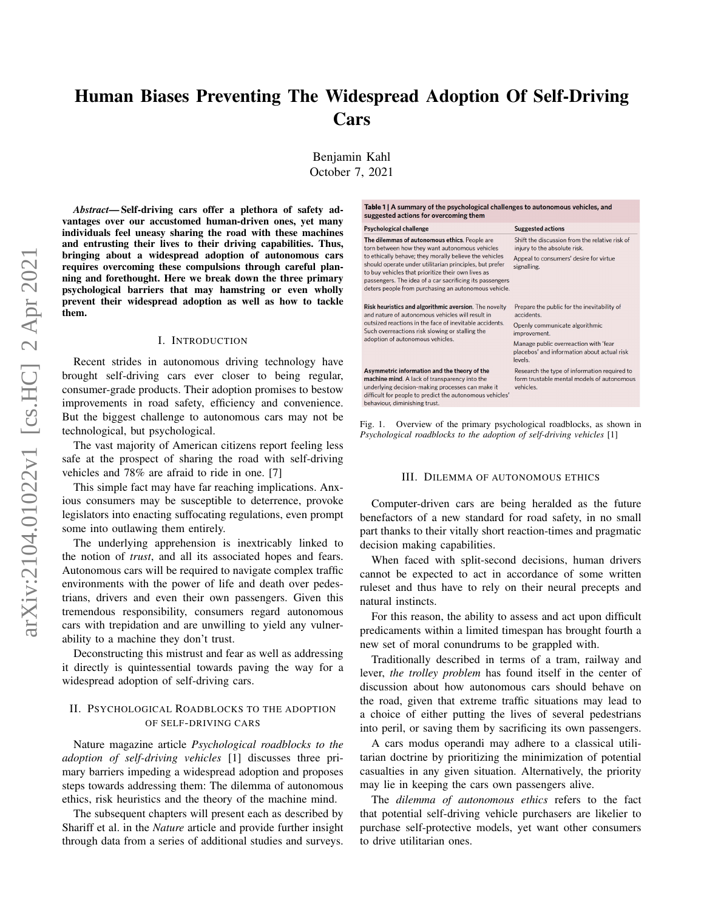# Human Biases Preventing The Widespread Adoption Of Self-Driving Cars

Benjamin Kahl
October 7, 2021

***Abstract*— Self-driving cars offer a plethora of safety advantages over our accustomed human-driven ones, yet many individuals feel uneasy sharing the road with these machines and entrusting their lives to their driving capabilities. Thus, bringing about a widespread adoption of autonomous cars requires overcoming these compulsions through careful planning and forethought. Here we break down the three primary psychological barriers that may hamstring or even wholly prevent their widespread adoption as well as how to tackle them.**

## I. Introduction

Recent strides in autonomous driving technology have brought self-driving cars ever closer to being regular, consumer-grade products. Their adoption promises to bestow improvements in road safety, efficiency and convenience. But the biggest challenge to autonomous cars may not be technological, but psychological.

The vast majority of American citizens report feeling less safe at the prospect of sharing the road with self-driving vehicles and 78% are afraid to ride in one. [7]

This simple fact may have far reaching implications. Anxious consumers may be susceptible to deterrence, provoke legislators into enacting suffocating regulations, even prompt some into outlawing them entirely.

The underlying apprehension is inextricably linked to the notion of *trust*, and all its associated hopes and fears. Autonomous cars will be required to navigate complex traffic environments with the power of life and death over pedestrians, drivers and even their own passengers. Given this tremendous responsibility, consumers regard autonomous cars with trepidation and are unwilling to yield any vulnerability to a machine they don't trust.

Deconstructing this mistrust and fear as well as addressing it directly is quintessential towards paving the way for a widespread adoption of self-driving cars.

## II. Psychological Roadblocks to the adoption of self-driving cars

Nature magazine article *Psychological roadblocks to the adoption of self-driving vehicles* [1] discusses three primary barriers impeding a widespread adoption and proposes steps towards addressing them: The dilemma of autonomous ethics, risk heuristics and the theory of the machine mind.

The subsequent chapters will present each as described by Shariff et al. in the *Nature* article and provide further insight through data from a series of additional studies and surveys.

**Table 1 | A summary of the psychological challenges to autonomous vehicles, and suggested actions for overcoming them**

| Psychological challenge | Suggested actions |
|---|---|
| **The dilemmas of autonomous ethics.** People are torn between how they want autonomous vehicles to ethically behave; they morally believe the vehicles should operate under utilitarian principles, but prefer to buy vehicles that prioritize their own lives as passengers. The idea of a car sacrificing its passengers deters people from purchasing an autonomous vehicle. | Shift the discussion from the relative risk of injury to the absolute risk. Appeal to consumers' desire for virtue signalling. |
| **Risk heuristics and algorithmic aversion.** The novelty and nature of autonomous vehicles will result in outsized reactions in the face of inevitable accidents. Such overreactions risk slowing or stalling the adoption of autonomous vehicles. | Prepare the public for the inevitability of accidents. Openly communicate algorithmic improvement. Manage public overreaction with 'fear placebos' and information about actual risk levels. |
| **Asymmetric information and the theory of the machine mind.** A lack of transparency into the underlying decision-making processes can make it difficult for people to predict the autonomous vehicles' behaviour, diminishing trust. | Research the type of information required to form trustable mental models of autonomous vehicles. |

Fig. 1. Overview of the primary psychological roadblocks, as shown in *Psychological roadblocks to the adoption of self-driving vehicles* [1]

## III. Dilemma of autonomous ethics

Computer-driven cars are being heralded as the future benefactors of a new standard for road safety, in no small part thanks to their vitally short reaction-times and pragmatic decision making capabilities.

When faced with split-second decisions, human drivers cannot be expected to act in accordance of some written ruleset and thus have to rely on their neural precepts and natural instincts.

For this reason, the ability to assess and act upon difficult predicaments within a limited timespan has brought fourth a new set of moral conundrums to be grappled with.

Traditionally described in terms of a tram, railway and lever, *the trolley problem* has found itself in the center of discussion about how autonomous cars should behave on the road, given that extreme traffic situations may lead to a choice of either putting the lives of several pedestrians into peril, or saving them by sacrificing its own passengers.

A cars modus operandi may adhere to a classical utilitarian doctrine by prioritizing the minimization of potential casualties in any given situation. Alternatively, the priority may lie in keeping the cars own passengers alive.

The *dilemma of autonomous ethics* refers to the fact that potential self-driving vehicle purchasers are likelier to purchase self-protective models, yet want other consumers to drive utilitarian ones.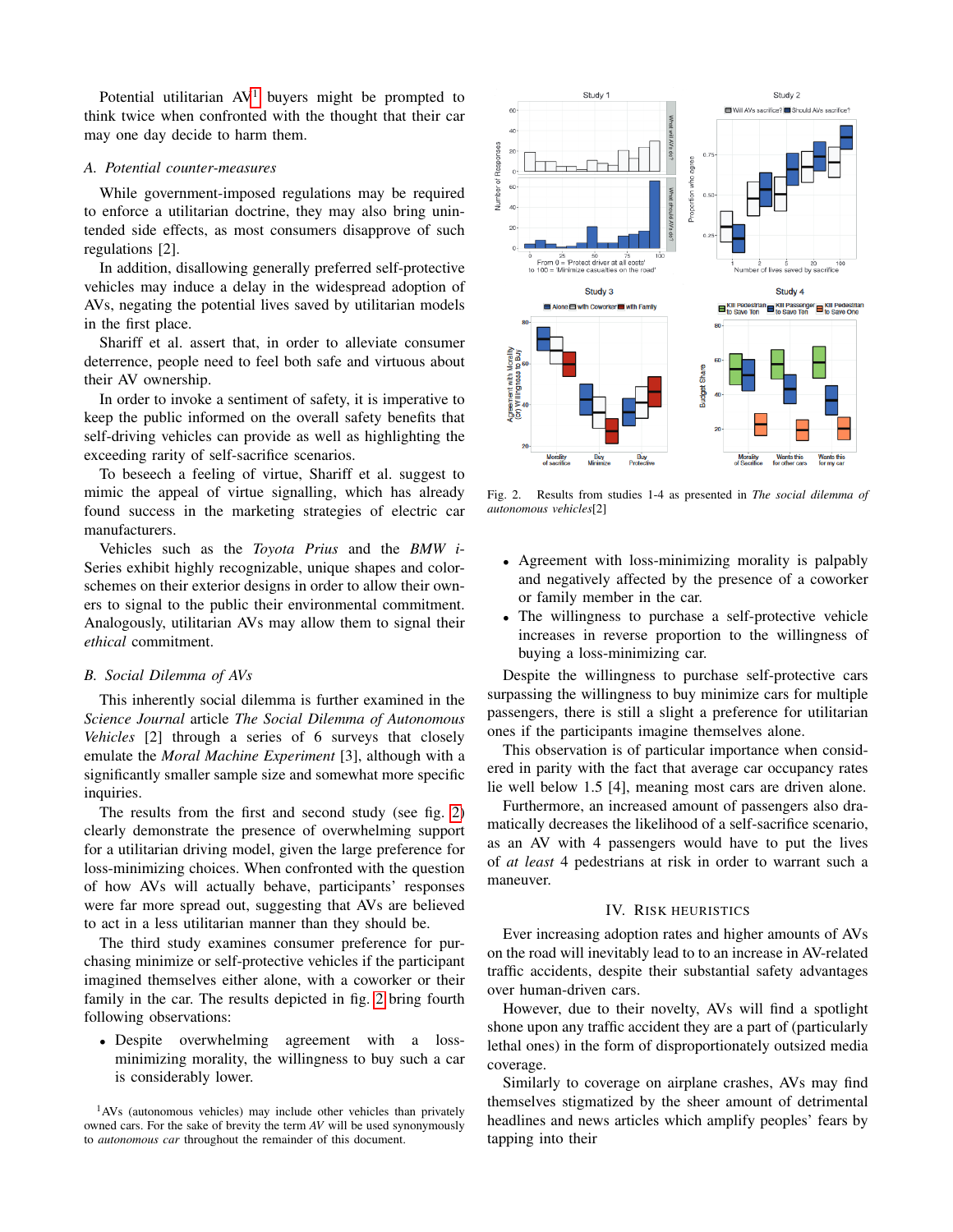Potential utilitarian AV[1] buyers might be prompted to think twice when confronted with the thought that their car may one day decide to harm them.

### A. Potential counter-measures

While government-imposed regulations may be required to enforce a utilitarian doctrine, they may also bring unintended side effects, as most consumers disapprove of such regulations [2].

In addition, disallowing generally preferred self-protective vehicles may induce a delay in the widespread adoption of AVs, negating the potential lives saved by utilitarian models in the first place.

Shariff et al. assert that, in order to alleviate consumer deterrence, people need to feel both safe and virtuous about their AV ownership.

In order to invoke a sentiment of safety, it is imperative to keep the public informed on the overall safety benefits that self-driving vehicles can provide as well as highlighting the exceeding rarity of self-sacrifice scenarios.

To beseech a feeling of virtue, Shariff et al. suggest to mimic the appeal of virtue signalling, which has already found success in the marketing strategies of electric car manufacturers.

Vehicles such as the *Toyota Prius* and the *BMW i*-Series exhibit highly recognizable, unique shapes and color-schemes on their exterior designs in order to allow their owners to signal to the public their environmental commitment. Analogously, utilitarian AVs may allow them to signal their *ethical* commitment.

### B. Social Dilemma of AVs

This inherently social dilemma is further examined in the *Science Journal* article *The Social Dilemma of Autonomous Vehicles* [2] through a series of 6 surveys that closely emulate the *Moral Machine Experiment* [3], although with a significantly smaller sample size and somewhat more specific inquiries.

The results from the first and second study (see fig. 2) clearly demonstrate the presence of overwhelming support for a utilitarian driving model, given the large preference for loss-minimizing choices. When confronted with the question of how AVs will actually behave, participants' responses were far more spread out, suggesting that AVs are believed to act in a less utilitarian manner than they should be.

The third study examines consumer preference for purchasing minimize or self-protective vehicles if the participant imagined themselves either alone, with a coworker or their family in the car. The results depicted in fig. 2 bring fourth following observations:

- Despite overwhelming agreement with a loss-minimizing morality, the willingness to buy such a car is considerably lower.
- Agreement with loss-minimizing morality is palpably and negatively affected by the presence of a coworker or family member in the car.
- The willingness to purchase a self-protective vehicle increases in reverse proportion to the willingness of buying a loss-minimizing car.

Fig. 2. Results from studies 1-4 as presented in *The social dilemma of autonomous vehicles*[2]

Despite the willingness to purchase self-protective cars surpassing the willingness to buy minimize cars for multiple passengers, there is still a slight a preference for utilitarian ones if the participants imagine themselves alone.

This observation is of particular importance when considered in parity with the fact that average car occupancy rates lie well below 1.5 [4], meaning most cars are driven alone.

Furthermore, an increased amount of passengers also dramatically decreases the likelihood of a self-sacrifice scenario, as an AV with 4 passengers would have to put the lives of *at least* 4 pedestrians at risk in order to warrant such a maneuver.

## IV. Risk Heuristics

Ever increasing adoption rates and higher amounts of AVs on the road will inevitably lead to to an increase in AV-related traffic accidents, despite their substantial safety advantages over human-driven cars.

However, due to their novelty, AVs will find a spotlight shone upon any traffic accident they are a part of (particularly lethal ones) in the form of disproportionately outsized media coverage.

Similarly to coverage on airplane crashes, AVs may find themselves stigmatized by the sheer amount of detrimental headlines and news articles which amplify peoples' fears by tapping into their

[1] AVs (autonomous vehicles) may include other vehicles than privately owned cars. For the sake of brevity the term *AV* will be used synonymously to *autonomous car* throughout the remainder of this document.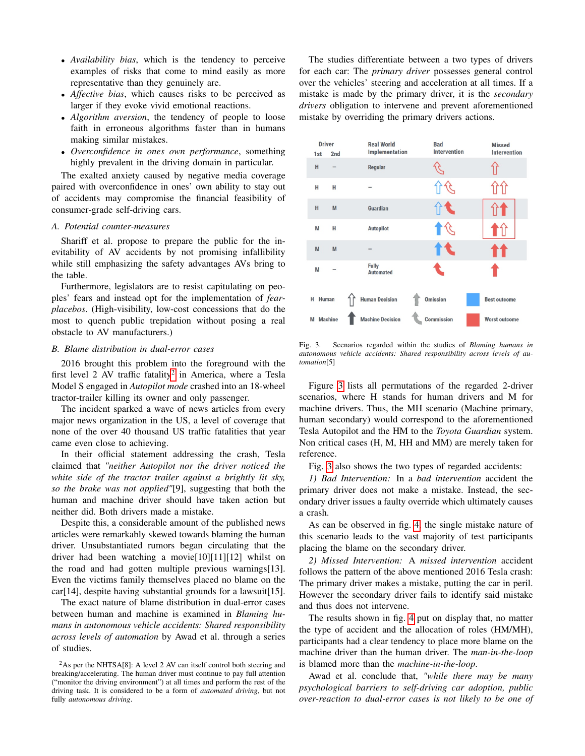- *Availability bias*, which is the tendency to perceive examples of risks that come to mind easily as more representative than they genuinely are.
- *Affective bias*, which causes risks to be perceived as larger if they evoke vivid emotional reactions.
- *Algorithm aversion*, the tendency of people to loose faith in erroneous algorithms faster than in humans making similar mistakes.
- *Overconfidence in ones own performance*, something highly prevalent in the driving domain in particular.

The exalted anxiety caused by negative media coverage paired with overconfidence in ones' own ability to stay out of accidents may compromise the financial feasibility of consumer-grade self-driving cars.

### A. Potential counter-measures

Shariff et al. propose to prepare the public for the inevitability of AV accidents by not promising infallibility while still emphasizing the safety advantages AVs bring to the table.

Furthermore, legislators are to resist capitulating on peoples' fears and instead opt for the implementation of *fear-placebos*. (High-visibility, low-cost concessions that do the most to quench public trepidation without posing a real obstacle to AV manufacturers.)

### B. Blame distribution in dual-error cases

2016 brought this problem into the foreground with the first level 2 AV traffic fatality[2] in America, where a Tesla Model S engaged in *Autopilot mode* crashed into an 18-wheel tractor-trailer killing its owner and only passenger.

The incident sparked a wave of news articles from every major news organization in the US, a level of coverage that none of the over 40 thousand US traffic fatalities that year came even close to achieving.

In their official statement addressing the crash, Tesla claimed that *"neither Autopilot nor the driver noticed the white side of the tractor trailer against a brightly lit sky, so the brake was not applied"*[9], suggesting that both the human and machine driver should have taken action but neither did. Both drivers made a mistake.

Despite this, a considerable amount of the published news articles were remarkably skewed towards blaming the human driver. Unsubstantiated rumors began circulating that the driver had been watching a movie[10][11][12] whilst on the road and had gotten multiple previous warnings[13]. Even the victims family themselves placed no blame on the car[14], despite having substantial grounds for a lawsuit[15].

The exact nature of blame distribution in dual-error cases between human and machine is examined in *Blaming humans in autonomous vehicle accidents: Shared responsibility across levels of automation* by Awad et al. through a series of studies.

[2]As per the NHTSA[8]: A level 2 AV can itself control both steering and breaking/accelerating. The human driver must continue to pay full attention ("monitor the driving environment") at all times and perform the rest of the driving task. It is considered to be a form of *automated driving*, but not fully *autonomous driving*.

The studies differentiate between a two types of drivers for each car: The *primary driver* possesses general control over the vehicles' steering and acceleration at all times. If a mistake is made by the primary driver, it is the *secondary drivers* obligation to intervene and prevent aforementioned mistake by overriding the primary drivers actions.

| Driver 1st | Driver 2nd | Real World Implementation | Bad Intervention | Missed Intervention |
|---|---|---|---|---|
| H | – | Regular | | |
| H | H | – | | |
| H | M | Guardian | | |
| M | H | Autopilot | | |
| M | M | – | | |
| M | – | Fully Automated | | |

Legend: H Human; M Machine; Human Decision; Machine Decision; Omission; Commission; Best outcome; Worst outcome

Fig. 3. Scenarios regarded within the studies of *Blaming humans in autonomous vehicle accidents: Shared responsibility across levels of automation*[5]

Figure 3 lists all permutations of the regarded 2-driver scenarios, where H stands for human drivers and M for machine drivers. Thus, the MH scenario (Machine primary, human secondary) would correspond to the aforementioned Tesla Autopilot and the HM to the *Toyota Guardian* system. Non critical cases (H, M, HH and MM) are merely taken for reference.

Fig. 3 also shows the two types of regarded accidents:

*1) Bad Intervention:* In a *bad intervention* accident the primary driver does not make a mistake. Instead, the secondary driver issues a faulty override which ultimately causes a crash.

As can be observed in fig. 4, the single mistake nature of this scenario leads to the vast majority of test participants placing the blame on the secondary driver.

*2) Missed Intervention:* A *missed intervention* accident follows the pattern of the above mentioned 2016 Tesla crash: The primary driver makes a mistake, putting the car in peril. However the secondary driver fails to identify said mistake and thus does not intervene.

The results shown in fig. 4 put on display that, no matter the type of accident and the allocation of roles (HM/MH), participants had a clear tendency to place more blame on the machine driver than the human driver. The *man-in-the-loop* is blamed more than the *machine-in-the-loop*.

Awad et al. conclude that, *"while there may be many psychological barriers to self-driving car adoption, public over-reaction to dual-error cases is not likely to be one of*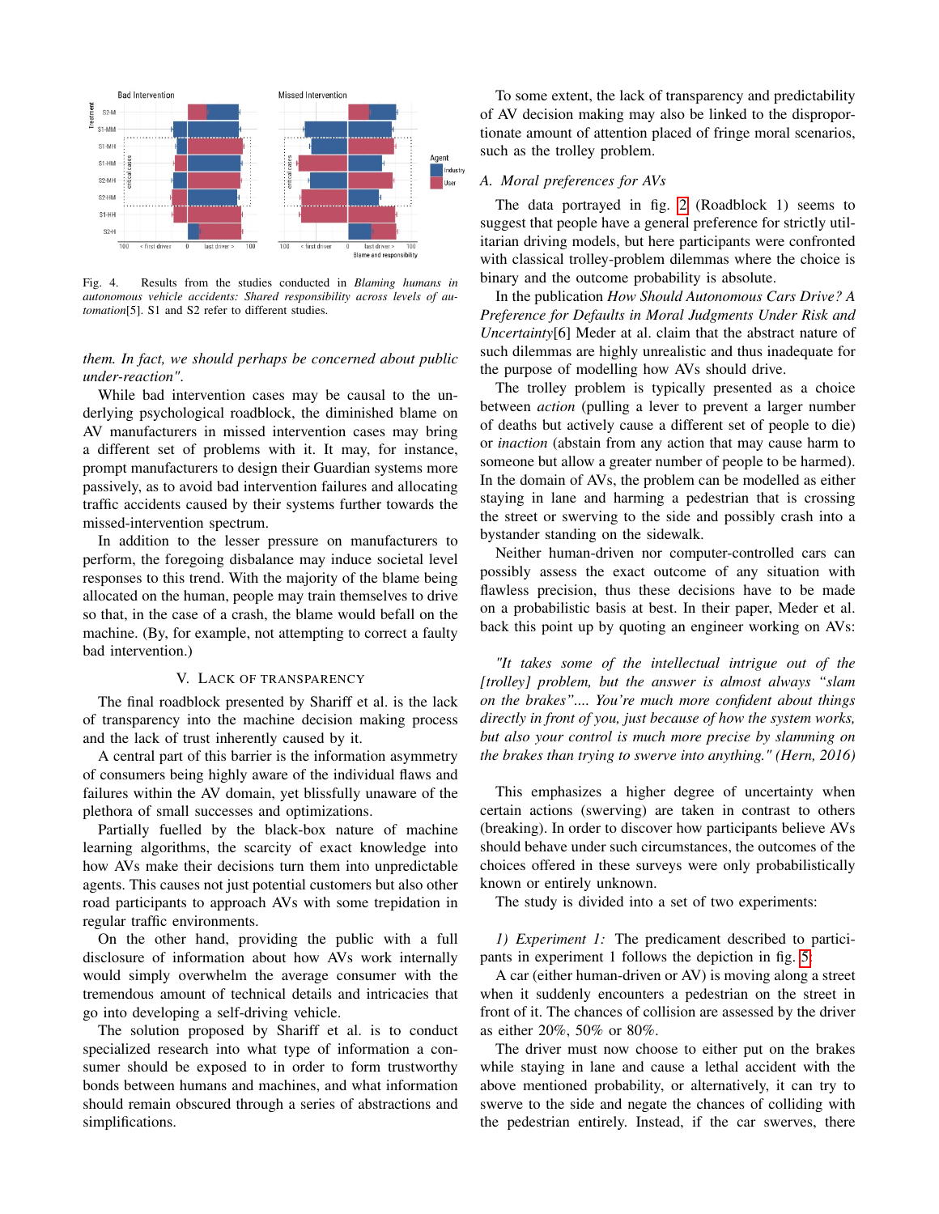Fig. 4. Results from the studies conducted in *Blaming humans in autonomous vehicle accidents: Shared responsibility across levels of automation*[5]. S1 and S2 refer to different studies.

*them. In fact, we should perhaps be concerned about public under-reaction".*

While bad intervention cases may be causal to the underlying psychological roadblock, the diminished blame on AV manufacturers in missed intervention cases may bring a different set of problems with it. It may, for instance, prompt manufacturers to design their Guardian systems more passively, as to avoid bad intervention failures and allocating traffic accidents caused by their systems further towards the missed-intervention spectrum.

In addition to the lesser pressure on manufacturers to perform, the foregoing disbalance may induce societal level responses to this trend. With the majority of the blame being allocated on the human, people may train themselves to drive so that, in the case of a crash, the blame would befall on the machine. (By, for example, not attempting to correct a faulty bad intervention.)

## V. Lack of transparency

The final roadblock presented by Shariff et al. is the lack of transparency into the machine decision making process and the lack of trust inherently caused by it.

A central part of this barrier is the information asymmetry of consumers being highly aware of the individual flaws and failures within the AV domain, yet blissfully unaware of the plethora of small successes and optimizations.

Partially fuelled by the black-box nature of machine learning algorithms, the scarcity of exact knowledge into how AVs make their decisions turn them into unpredictable agents. This causes not just potential customers but also other road participants to approach AVs with some trepidation in regular traffic environments.

On the other hand, providing the public with a full disclosure of information about how AVs work internally would simply overwhelm the average consumer with the tremendous amount of technical details and intricacies that go into developing a self-driving vehicle.

The solution proposed by Shariff et al. is to conduct specialized research into what type of information a consumer should be exposed to in order to form trustworthy bonds between humans and machines, and what information should remain obscured through a series of abstractions and simplifications.

To some extent, the lack of transparency and predictability of AV decision making may also be linked to the disproportionate amount of attention placed of fringe moral scenarios, such as the trolley problem.

### A. Moral preferences for AVs

The data portrayed in fig. 2 (Roadblock 1) seems to suggest that people have a general preference for strictly utilitarian driving models, but here participants were confronted with classical trolley-problem dilemmas where the choice is binary and the outcome probability is absolute.

In the publication *How Should Autonomous Cars Drive? A Preference for Defaults in Moral Judgments Under Risk and Uncertainty*[6] Meder at al. claim that the abstract nature of such dilemmas are highly unrealistic and thus inadequate for the purpose of modelling how AVs should drive.

The trolley problem is typically presented as a choice between *action* (pulling a lever to prevent a larger number of deaths but actively cause a different set of people to die) or *inaction* (abstain from any action that may cause harm to someone but allow a greater number of people to be harmed). In the domain of AVs, the problem can be modelled as either staying in lane and harming a pedestrian that is crossing the street or swerving to the side and possibly crash into a bystander standing on the sidewalk.

Neither human-driven nor computer-controlled cars can possibly assess the exact outcome of any situation with flawless precision, thus these decisions have to be made on a probabilistic basis at best. In their paper, Meder et al. back this point up by quoting an engineer working on AVs:

*"It takes some of the intellectual intrigue out of the [trolley] problem, but the answer is almost always "slam on the brakes".... You're much more confident about things directly in front of you, just because of how the system works, but also your control is much more precise by slamming on the brakes than trying to swerve into anything." (Hern, 2016)*

This emphasizes a higher degree of uncertainty when certain actions (swerving) are taken in contrast to others (breaking). In order to discover how participants believe AVs should behave under such circumstances, the outcomes of the choices offered in these surveys were only probabilistically known or entirely unknown.

The study is divided into a set of two experiments:

*1) Experiment 1:* The predicament described to participants in experiment 1 follows the depiction in fig. 5.

A car (either human-driven or AV) is moving along a street when it suddenly encounters a pedestrian on the street in front of it. The chances of collision are assessed by the driver as either 20%, 50% or 80%.

The driver must now choose to either put on the brakes while staying in lane and cause a lethal accident with the above mentioned probability, or alternatively, it can try to swerve to the side and negate the chances of colliding with the pedestrian entirely. Instead, if the car swerves, there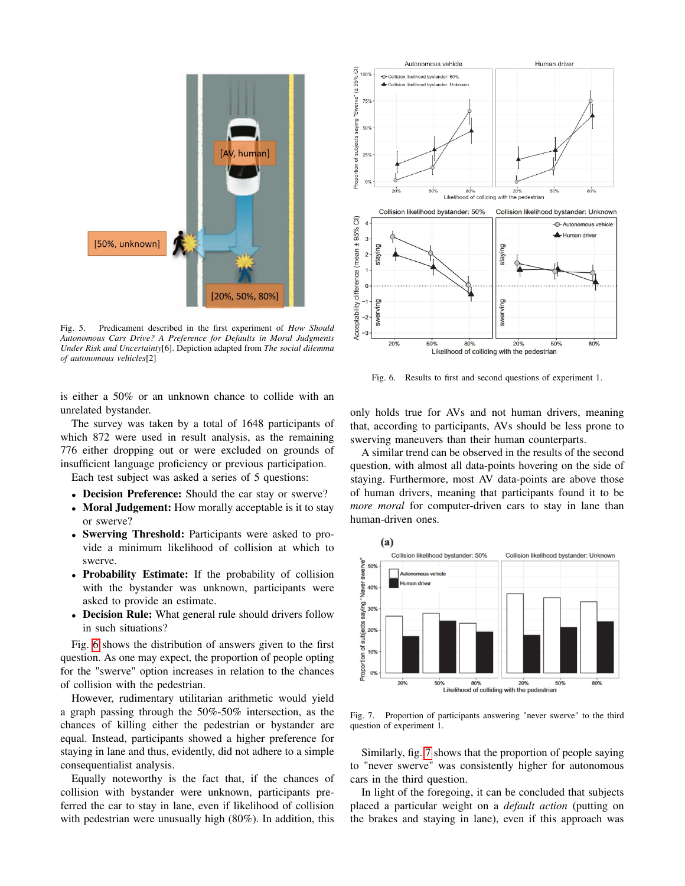Fig. 5. Predicament described in the first experiment of *How Should Autonomous Cars Drive? A Preference for Defaults in Moral Judgments Under Risk and Uncertainty*[6]. Depiction adapted from *The social dilemma of autonomous vehicles*[2]

is either a 50% or an unknown chance to collide with an unrelated bystander.

The survey was taken by a total of 1648 participants of which 872 were used in result analysis, as the remaining 776 either dropping out or were excluded on grounds of insufficient language proficiency or previous participation.

Each test subject was asked a series of 5 questions:

- **Decision Preference:** Should the car stay or swerve?
- **Moral Judgement:** How morally acceptable is it to stay or swerve?
- **Swerving Threshold:** Participants were asked to provide a minimum likelihood of collision at which to swerve.
- **Probability Estimate:** If the probability of collision with the bystander was unknown, participants were asked to provide an estimate.
- **Decision Rule:** What general rule should drivers follow in such situations?

Fig. 6 shows the distribution of answers given to the first question. As one may expect, the proportion of people opting for the "swerve" option increases in relation to the chances of collision with the pedestrian.

However, rudimentary utilitarian arithmetic would yield a graph passing through the 50%-50% intersection, as the chances of killing either the pedestrian or bystander are equal. Instead, participants showed a higher preference for staying in lane and thus, evidently, did not adhere to a simple consequentialist analysis.

Equally noteworthy is the fact that, if the chances of collision with bystander were unknown, participants preferred the car to stay in lane, even if likelihood of collision with pedestrian were unusually high (80%). In addition, this only holds true for AVs and not human drivers, meaning that, according to participants, AVs should be less prone to swerving maneuvers than their human counterparts.

Fig. 6. Results to first and second questions of experiment 1.

A similar trend can be observed in the results of the second question, with almost all data-points hovering on the side of staying. Furthermore, most AV data-points are above those of human drivers, meaning that participants found it to be *more moral* for computer-driven cars to stay in lane than human-driven ones.

Fig. 7. Proportion of participants answering "never swerve" to the third question of experiment 1.

Similarly, fig. 7 shows that the proportion of people saying to "never swerve" was consistently higher for autonomous cars in the third question.

In light of the foregoing, it can be concluded that subjects placed a particular weight on a *default action* (putting on the brakes and staying in lane), even if this approach was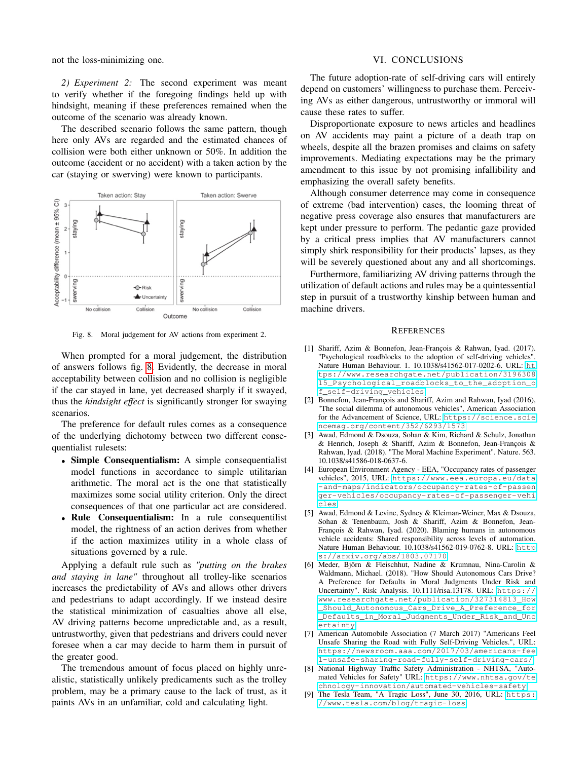not the loss-minimizing one.

*2) Experiment 2:* The second experiment was meant to verify whether if the foregoing findings held up with hindsight, meaning if these preferences remained when the outcome of the scenario was already known.

The described scenario follows the same pattern, though here only AVs are regarded and the estimated chances of collision were both either unknown or 50%. In addition the outcome (accident or no accident) with a taken action by the car (staying or swerving) were known to participants.

Fig. 8. Moral judgement for AV actions from experiment 2.

When prompted for a moral judgement, the distribution of answers follows fig. 8. Evidently, the decrease in moral acceptability between collision and no collision is negligible if the car stayed in lane, yet decreased sharply if it swayed, thus the *hindsight effect* is significantly stronger for swaying scenarios.

The preference for default rules comes as a consequence of the underlying dichotomy between two different consequentialist rulesets:

- **Simple Consequentialism:** A simple consequentialist model functions in accordance to simple utilitarian arithmetic. The moral act is the one that statistically maximizes some social utility criterion. Only the direct consequences of that one particular act are considered.
- **Rule Consequentialism:** In a rule consequentilist model, the rightness of an action derives from whether if the action maximizes utility in a whole class of situations governed by a rule.

Applying a default rule such as *"putting on the brakes and staying in lane"* throughout all trolley-like scenarios increases the predictability of AVs and allows other drivers and pedestrians to adapt accordingly. If we instead desire the statistical minimization of casualties above all else, AV driving patterns become unpredictable and, as a result, untrustworthy, given that pedestrians and drivers could never foresee when a car may decide to harm them in pursuit of the greater good.

The tremendous amount of focus placed on highly unrealistic, statistically unlikely predicaments such as the trolley problem, may be a primary cause to the lack of trust, as it paints AVs in an unfamiliar, cold and calculating light.

## VI. CONCLUSIONS

The future adoption-rate of self-driving cars will entirely depend on customers' willingness to purchase them. Perceiving AVs as either dangerous, untrustworthy or immoral will cause these rates to suffer.

Disproportionate exposure to news articles and headlines on AV accidents may paint a picture of a death trap on wheels, despite all the brazen promises and claims on safety improvements. Mediating expectations may be the primary amendment to this issue by not promising infallibility and emphasizing the overall safety benefits.

Although consumer deterrence may come in consequence of extreme (bad intervention) cases, the looming threat of negative press coverage also ensures that manufacturers are kept under pressure to perform. The pedantic gaze provided by a critical press implies that AV manufacturers cannot simply shirk responsibility for their products' lapses, as they will be severely questioned about any and all shortcomings.

Furthermore, familiarizing AV driving patterns through the utilization of default actions and rules may be a quintessential step in pursuit of a trustworthy kinship between human and machine drivers.

## REFERENCES

[1] Shariff, Azim & Bonnefon, Jean-François & Rahwan, Iyad. (2017). "Psychological roadblocks to the adoption of self-driving vehicles". Nature Human Behaviour. 1. 10.1038/s41562-017-0202-6. URL: https://www.researchgate.net/publication/319630815_Psychological_roadblocks_to_the_adoption_of_self-driving_vehicles

[2] Bonnefon, Jean-François and Shariff, Azim and Rahwan, Iyad (2016), "The social dilemma of autonomous vehicles", American Association for the Advancement of Science, URL: https://science.sciencemag.org/content/352/6293/1573

[3] Awad, Edmond & Dsouza, Sohan & Kim, Richard & Schulz, Jonathan & Henrich, Joseph & Shariff, Azim & Bonnefon, Jean-François & Rahwan, Iyad. (2018). "The Moral Machine Experiment". Nature. 563. 10.1038/s41586-018-0637-6.

[4] European Environment Agency - EEA, "Occupancy rates of passenger vehicles", 2015, URL: https://www.eea.europa.eu/data-and-maps/indicators/occupancy-rates-of-passenger-vehicles/occupancy-rates-of-passenger-vehicles

[5] Awad, Edmond & Levine, Sydney & Kleiman-Weiner, Max & Dsouza, Sohan & Tenenbaum, Josh & Shariff, Azim & Bonnefon, Jean-François & Rahwan, Iyad. (2020). Blaming humans in autonomous vehicle accidents: Shared responsibility across levels of automation. Nature Human Behaviour. 10.1038/s41562-019-0762-8. URL: https://arxiv.org/abs/1803.07170

[6] Meder, Björn & Fleischhut, Nadine & Krumnau, Nina-Carolin & Waldmann, Michael. (2018). "How Should Autonomous Cars Drive? A Preference for Defaults in Moral Judgments Under Risk and Uncertainty". Risk Analysis. 10.1111/risa.13178. URL: https://www.researchgate.net/publication/327314813_How_Should_Autonomous_Cars_Drive_A_Preference_for_Defaults_in_Moral_Judgments_Under_Risk_and_Uncertainty

[7] American Automobile Association (7 March 2017) "Americans Feel Unsafe Sharing the Road with Fully Self-Driving Vehicles.", URL: https://newsroom.aaa.com/2017/03/americans-feel-unsafe-sharing-road-fully-self-driving-cars/

[8] National Highway Traffic Safety Administration - NHTSA, "Automated Vehicles for Safety" URL: https://www.nhtsa.gov/technology-innovation/automated-vehicles-safety

[9] The Tesla Team, "A Tragic Loss", June 30, 2016, URL: https://www.tesla.com/blog/tragic-loss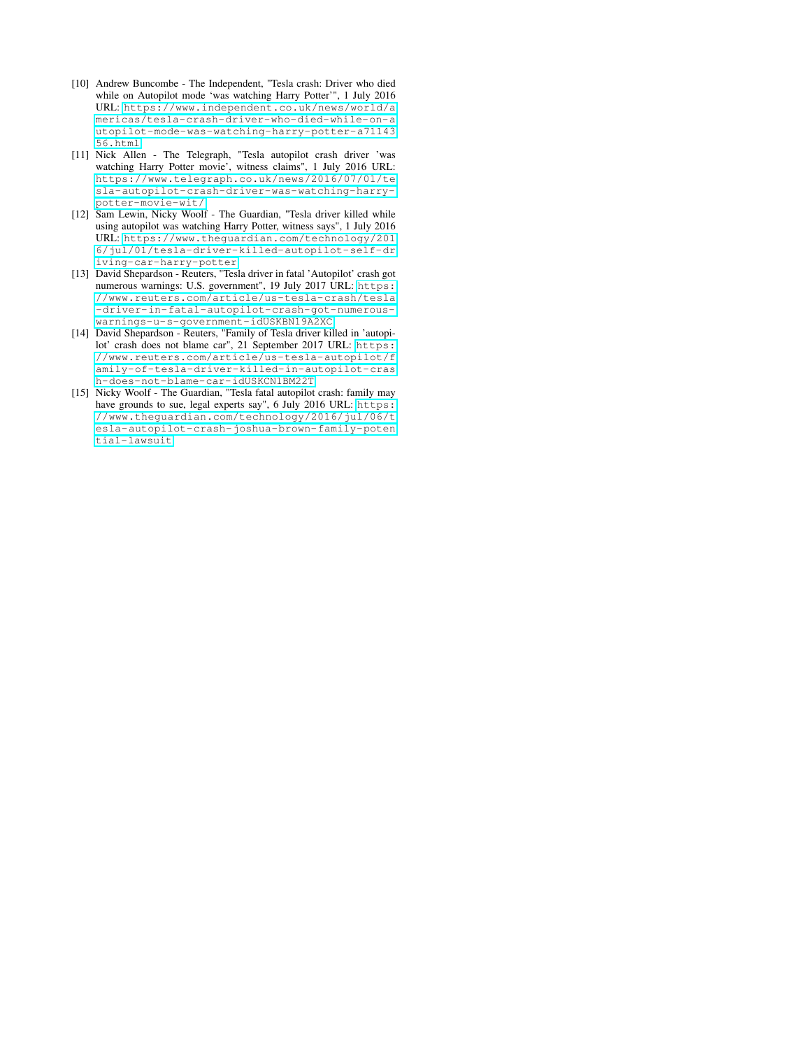[10] Andrew Buncombe - The Independent, "Tesla crash: Driver who died while on Autopilot mode 'was watching Harry Potter'", 1 July 2016 URL: https://www.independent.co.uk/news/world/americas/tesla-crash-driver-who-died-while-on-autopilot-mode-was-watching-harry-potter-a7114356.html

[11] Nick Allen - The Telegraph, "Tesla autopilot crash driver 'was watching Harry Potter movie', witness claims", 1 July 2016 URL: https://www.telegraph.co.uk/news/2016/07/01/tesla-autopilot-crash-driver-was-watching-harry-potter-movie-wit/

[12] Sam Lewin, Nicky Woolf - The Guardian, "Tesla driver killed while using autopilot was watching Harry Potter, witness says", 1 July 2016 URL: https://www.theguardian.com/technology/2016/jul/01/tesla-driver-killed-autopilot-self-driving-car-harry-potter

[13] David Shepardson - Reuters, "Tesla driver in fatal 'Autopilot' crash got numerous warnings: U.S. government", 19 July 2017 URL: https://www.reuters.com/article/us-tesla-crash/tesla-driver-in-fatal-autopilot-crash-got-numerous-warnings-u-s-government-idUSKBN19A2XC

[14] David Shepardson - Reuters, "Family of Tesla driver killed in 'autopilot' crash does not blame car", 21 September 2017 URL: https://www.reuters.com/article/us-tesla-autopilot/family-of-tesla-driver-killed-in-autopilot-crash-does-not-blame-car-idUSKCN1BM22T

[15] Nicky Woolf - The Guardian, "Tesla fatal autopilot crash: family may have grounds to sue, legal experts say", 6 July 2016 URL: https://www.theguardian.com/technology/2016/jul/06/tesla-autopilot-crash-joshua-brown-family-potential-lawsuit